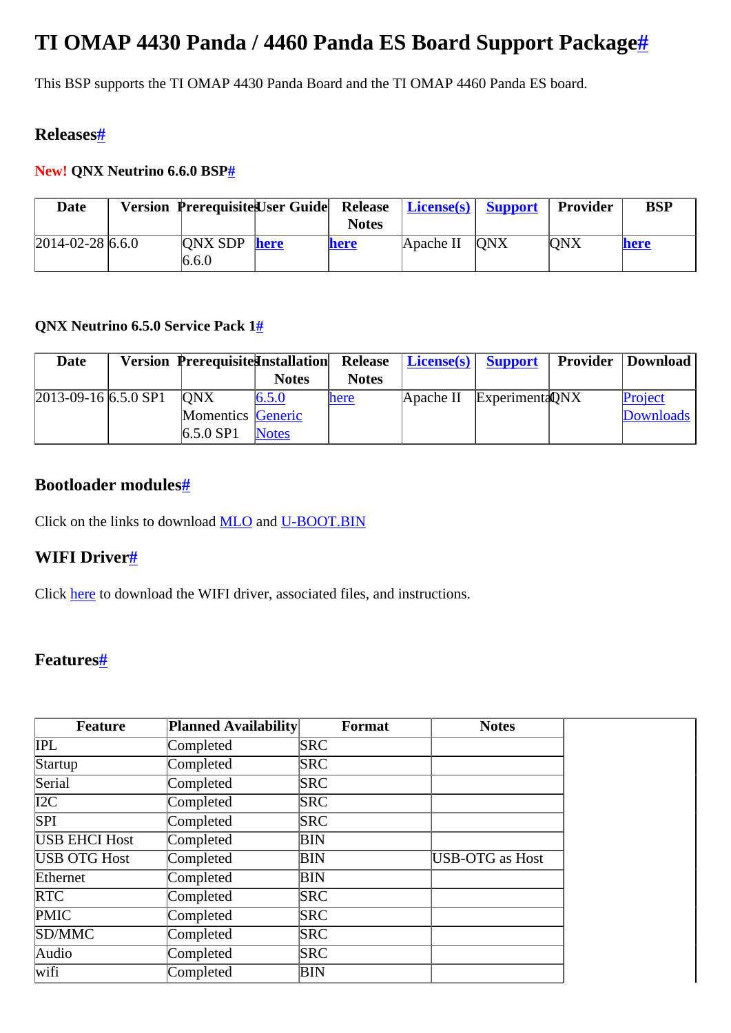# TI OMAP 4430 Panda / 4460 Panda ES Board Support Package#

This BSP supports the TI OMAP 4430 Panda Board and the TI OMAP 4460 Panda ES board.

## Releases#

### New! QNX Neutrino 6.6.0 BSP#

| Date | Version | Prerequisites | User Guide | Release Notes | License(s) | Support | Provider | BSP |
|---|---|---|---|---|---|---|---|---|
| 2014-02-28 | 6.6.0 | QNX SDP 6.6.0 | here | here | Apache II | QNX | QNX | here |

### QNX Neutrino 6.5.0 Service Pack 1#

| Date | Version | Prerequisites | Installation Notes | Release Notes | License(s) | Support | Provider | Download |
|---|---|---|---|---|---|---|---|---|
| 2013-09-16 | 6.5.0 SP1 | QNX Momentics 6.5.0 SP1 | 6.5.0 Generic Notes | here | Apache II | Experimental | QNX | Project Downloads |

## Bootloader modules#

Click on the links to download MLO and U-BOOT.BIN

## WIFI Driver#

Click here to download the WIFI driver, associated files, and instructions.

## Features#

| Feature | Planned Availability | Format | Notes |
|---|---|---|---|
| IPL | Completed | SRC | |
| Startup | Completed | SRC | |
| Serial | Completed | SRC | |
| I2C | Completed | SRC | |
| SPI | Completed | SRC | |
| USB EHCI Host | Completed | BIN | |
| USB OTG Host | Completed | BIN | USB-OTG as Host |
| Ethernet | Completed | BIN | |
| RTC | Completed | SRC | |
| PMIC | Completed | SRC | |
| SD/MMC | Completed | SRC | |
| Audio | Completed | SRC | |
| wifi | Completed | BIN | |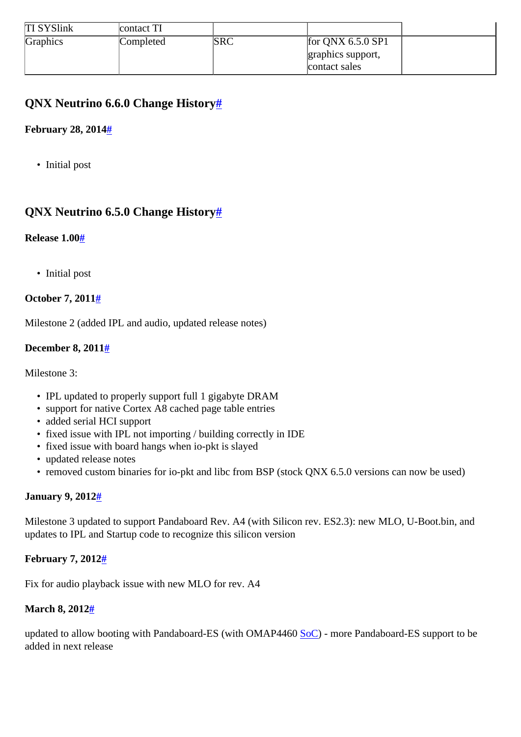| TI SYSlink | contact TI | | | |
| --- | --- | --- | --- | --- |
| Graphics | Completed | SRC | for QNX 6.5.0 SP1 graphics support, contact sales | |

## QNX Neutrino 6.6.0 Change History#

### February 28, 2014#

- Initial post

## QNX Neutrino 6.5.0 Change History#

### Release 1.00#

- Initial post

### October 7, 2011#

Milestone 2 (added IPL and audio, updated release notes)

### December 8, 2011#

Milestone 3:

- IPL updated to properly support full 1 gigabyte DRAM
- support for native Cortex A8 cached page table entries
- added serial HCI support
- fixed issue with IPL not importing / building correctly in IDE
- fixed issue with board hangs when io-pkt is slayed
- updated release notes
- removed custom binaries for io-pkt and libc from BSP (stock QNX 6.5.0 versions can now be used)

### January 9, 2012#

Milestone 3 updated to support Pandaboard Rev. A4 (with Silicon rev. ES2.3): new MLO, U-Boot.bin, and updates to IPL and Startup code to recognize this silicon version

### February 7, 2012#

Fix for audio playback issue with new MLO for rev. A4

### March 8, 2012#

updated to allow booting with Pandaboard-ES (with OMAP4460 SoC) - more Pandaboard-ES support to be added in next release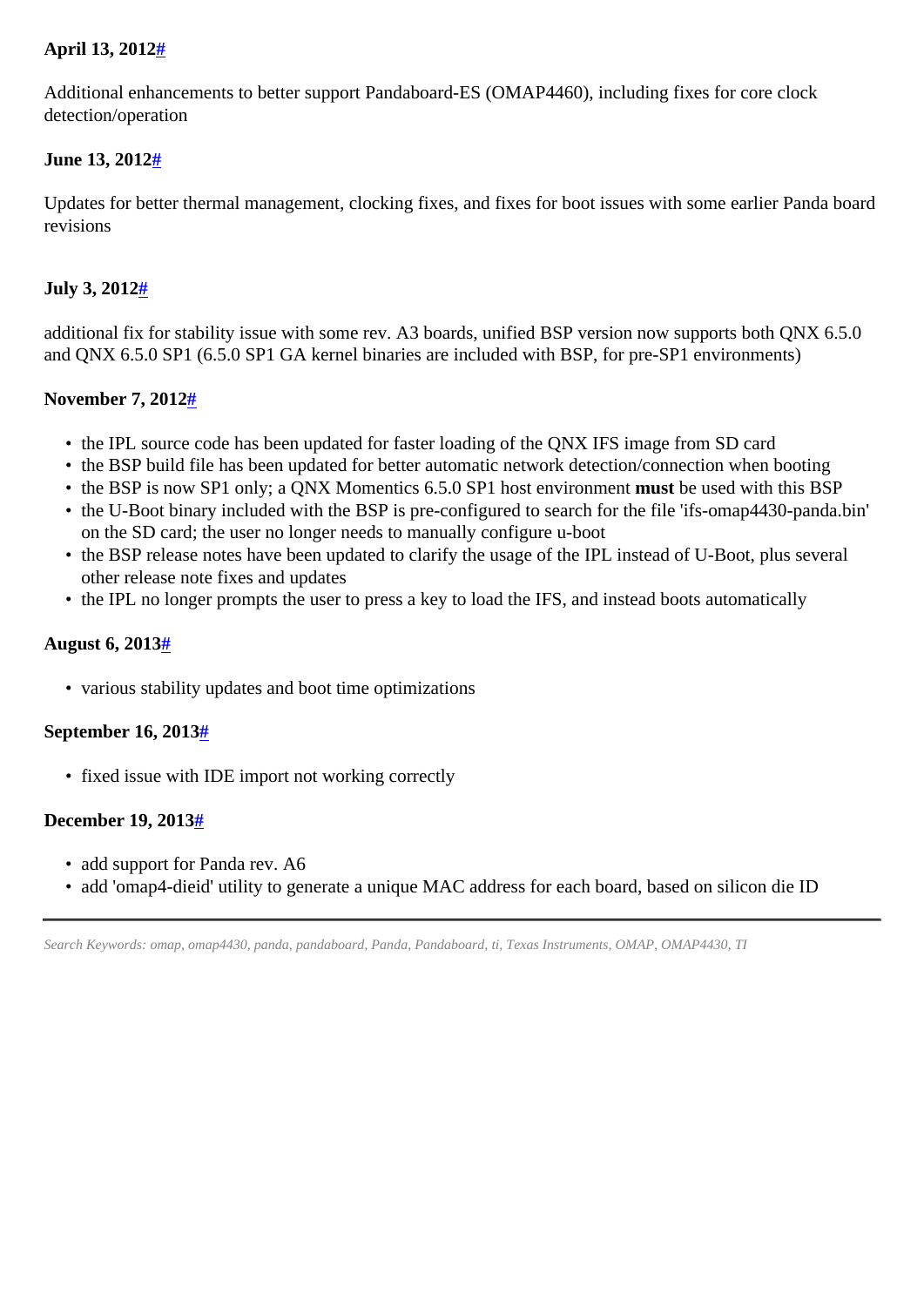**April 13, 2012#**

Additional enhancements to better support Pandaboard-ES (OMAP4460), including fixes for core clock detection/operation

**June 13, 2012#**

Updates for better thermal management, clocking fixes, and fixes for boot issues with some earlier Panda board revisions

**July 3, 2012#**

additional fix for stability issue with some rev. A3 boards, unified BSP version now supports both QNX 6.5.0 and QNX 6.5.0 SP1 (6.5.0 SP1 GA kernel binaries are included with BSP, for pre-SP1 environments)

**November 7, 2012#**

- the IPL source code has been updated for faster loading of the QNX IFS image from SD card
- the BSP build file has been updated for better automatic network detection/connection when booting
- the BSP is now SP1 only; a QNX Momentics 6.5.0 SP1 host environment **must** be used with this BSP
- the U-Boot binary included with the BSP is pre-configured to search for the file 'ifs-omap4430-panda.bin' on the SD card; the user no longer needs to manually configure u-boot
- the BSP release notes have been updated to clarify the usage of the IPL instead of U-Boot, plus several other release note fixes and updates
- the IPL no longer prompts the user to press a key to load the IFS, and instead boots automatically

**August 6, 2013#**

- various stability updates and boot time optimizations

**September 16, 2013#**

- fixed issue with IDE import not working correctly

**December 19, 2013#**

- add support for Panda rev. A6
- add 'omap4-dieid' utility to generate a unique MAC address for each board, based on silicon die ID

---

*Search Keywords: omap, omap4430, panda, pandaboard, Panda, Pandaboard, ti, Texas Instruments, OMAP, OMAP4430, TI*